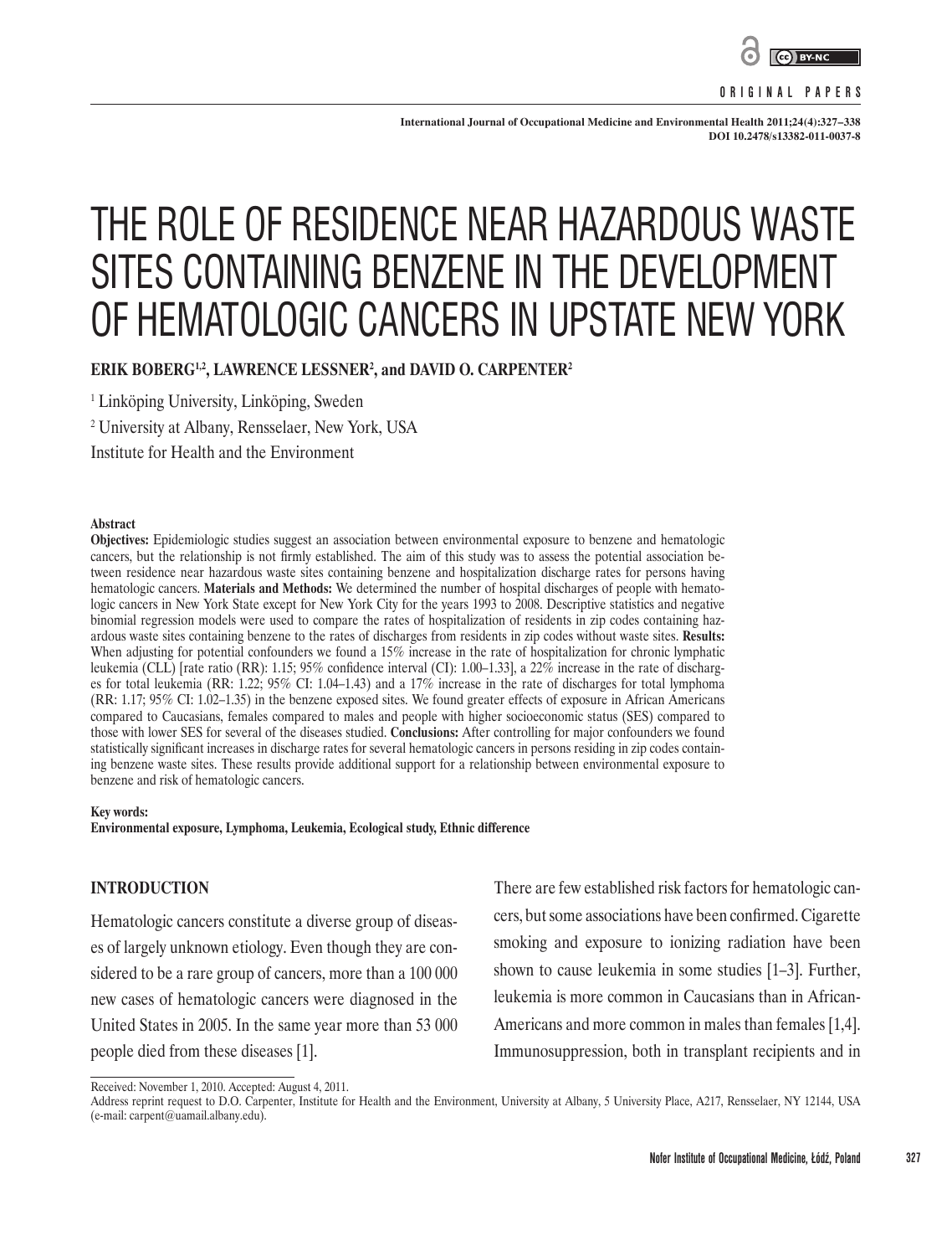ORIGINAL PAPERS

# THE ROLE OF RESIDENCE NEAR HAZARDOUS WASTE SITES CONTAINING BENZENE IN THE DEVELOPMENT OF HEMATOLOGIC CANCERS IN UPSTATE NEW YORK

**ERIK BOBERG[1,2], LAWRENCE LESSNER[2], and DAVID O. CARPENTER[2]**

[1] Linköping University, Linköping, Sweden

[2] University at Albany, Rensselaer, New York, USA

Institute for Health and the Environment

**Abstract**

**Objectives:** Epidemiologic studies suggest an association between environmental exposure to benzene and hematologic cancers, but the relationship is not firmly established. The aim of this study was to assess the potential association between residence near hazardous waste sites containing benzene and hospitalization discharge rates for persons having hematologic cancers. **Materials and Methods:** We determined the number of hospital discharges of people with hematologic cancers in New York State except for New York City for the years 1993 to 2008. Descriptive statistics and negative binomial regression models were used to compare the rates of hospitalization of residents in zip codes containing hazardous waste sites containing benzene to the rates of discharges from residents in zip codes without waste sites. **Results:** When adjusting for potential confounders we found a 15% increase in the rate of hospitalization for chronic lymphatic leukemia (CLL) [rate ratio (RR): 1.15; 95% confidence interval (CI): 1.00–1.33], a 22% increase in the rate of discharges for total leukemia (RR: 1.22; 95% CI: 1.04–1.43) and a 17% increase in the rate of discharges for total lymphoma (RR: 1.17; 95% CI: 1.02–1.35) in the benzene exposed sites. We found greater effects of exposure in African Americans compared to Caucasians, females compared to males and people with higher socioeconomic status (SES) compared to those with lower SES for several of the diseases studied. **Conclusions:** After controlling for major confounders we found statistically significant increases in discharge rates for several hematologic cancers in persons residing in zip codes containing benzene waste sites. These results provide additional support for a relationship between environmental exposure to benzene and risk of hematologic cancers.

**Key words:**
**Environmental exposure, Lymphoma, Leukemia, Ecological study, Ethnic difference**

## INTRODUCTION

Hematologic cancers constitute a diverse group of diseases of largely unknown etiology. Even though they are considered to be a rare group of cancers, more than a 100 000 new cases of hematologic cancers were diagnosed in the United States in 2005. In the same year more than 53 000 people died from these diseases [1].

There are few established risk factors for hematologic cancers, but some associations have been confirmed. Cigarette smoking and exposure to ionizing radiation have been shown to cause leukemia in some studies [1–3]. Further, leukemia is more common in Caucasians than in African-Americans and more common in males than females [1,4]. Immunosuppression, both in transplant recipients and in

Received: November 1, 2010. Accepted: August 4, 2011.
Address reprint request to D.O. Carpenter, Institute for Health and the Environment, University at Albany, 5 University Place, A217, Rensselaer, NY 12144, USA (e-mail: carpent@uamail.albany.edu).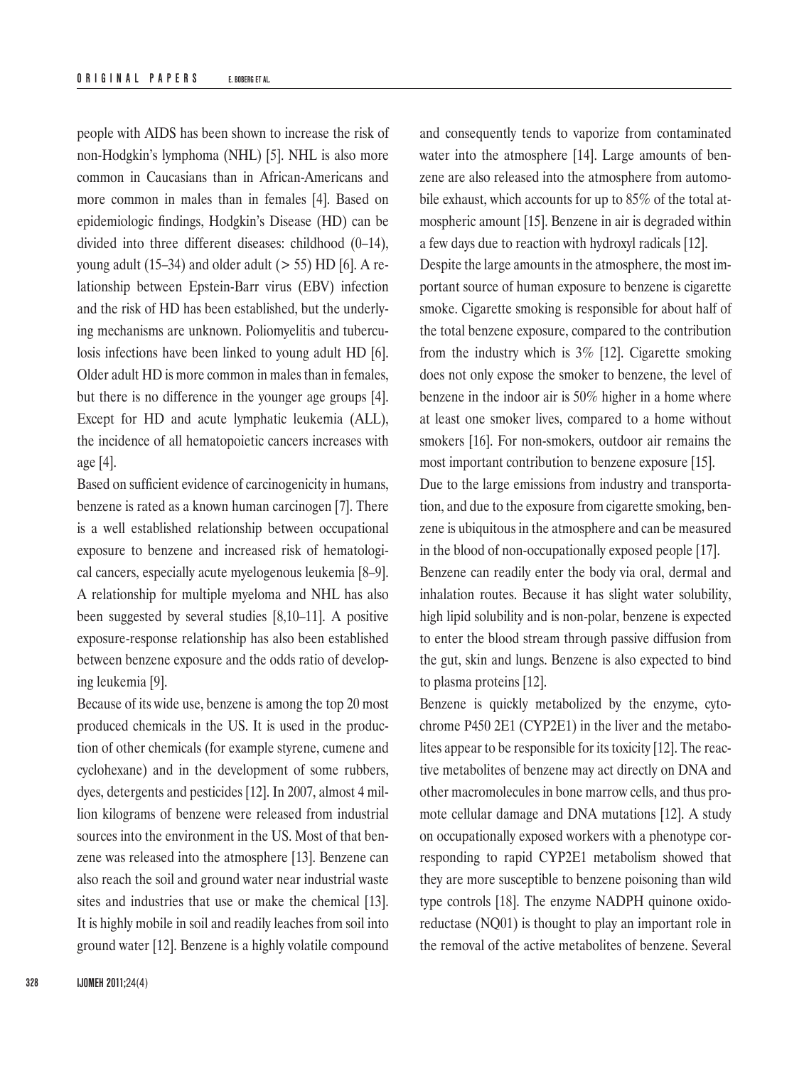people with AIDS has been shown to increase the risk of non-Hodgkin's lymphoma (NHL) [5]. NHL is also more common in Caucasians than in African-Americans and more common in males than in females [4]. Based on epidemiologic findings, Hodgkin's Disease (HD) can be divided into three different diseases: childhood (0–14), young adult (15–34) and older adult (> 55) HD [6]. A relationship between Epstein-Barr virus (EBV) infection and the risk of HD has been established, but the underlying mechanisms are unknown. Poliomyelitis and tuberculosis infections have been linked to young adult HD [6]. Older adult HD is more common in males than in females, but there is no difference in the younger age groups [4]. Except for HD and acute lymphatic leukemia (ALL), the incidence of all hematopoietic cancers increases with age [4].

Based on sufficient evidence of carcinogenicity in humans, benzene is rated as a known human carcinogen [7]. There is a well established relationship between occupational exposure to benzene and increased risk of hematological cancers, especially acute myelogenous leukemia [8–9]. A relationship for multiple myeloma and NHL has also been suggested by several studies [8,10–11]. A positive exposure-response relationship has also been established between benzene exposure and the odds ratio of developing leukemia [9].

Because of its wide use, benzene is among the top 20 most produced chemicals in the US. It is used in the production of other chemicals (for example styrene, cumene and cyclohexane) and in the development of some rubbers, dyes, detergents and pesticides [12]. In 2007, almost 4 million kilograms of benzene were released from industrial sources into the environment in the US. Most of that benzene was released into the atmosphere [13]. Benzene can also reach the soil and ground water near industrial waste sites and industries that use or make the chemical [13]. It is highly mobile in soil and readily leaches from soil into ground water [12]. Benzene is a highly volatile compound and consequently tends to vaporize from contaminated water into the atmosphere [14]. Large amounts of benzene are also released into the atmosphere from automobile exhaust, which accounts for up to 85% of the total atmospheric amount [15]. Benzene in air is degraded within a few days due to reaction with hydroxyl radicals [12].

Despite the large amounts in the atmosphere, the most important source of human exposure to benzene is cigarette smoke. Cigarette smoking is responsible for about half of the total benzene exposure, compared to the contribution from the industry which is 3% [12]. Cigarette smoking does not only expose the smoker to benzene, the level of benzene in the indoor air is 50% higher in a home where at least one smoker lives, compared to a home without smokers [16]. For non-smokers, outdoor air remains the most important contribution to benzene exposure [15].

Due to the large emissions from industry and transportation, and due to the exposure from cigarette smoking, benzene is ubiquitous in the atmosphere and can be measured in the blood of non-occupationally exposed people [17].

Benzene can readily enter the body via oral, dermal and inhalation routes. Because it has slight water solubility, high lipid solubility and is non-polar, benzene is expected to enter the blood stream through passive diffusion from the gut, skin and lungs. Benzene is also expected to bind to plasma proteins [12].

Benzene is quickly metabolized by the enzyme, cytochrome P450 2E1 (CYP2E1) in the liver and the metabolites appear to be responsible for its toxicity [12]. The reactive metabolites of benzene may act directly on DNA and other macromolecules in bone marrow cells, and thus promote cellular damage and DNA mutations [12]. A study on occupationally exposed workers with a phenotype corresponding to rapid CYP2E1 metabolism showed that they are more susceptible to benzene poisoning than wild type controls [18]. The enzyme NADPH quinone oxidoreductase (NQ01) is thought to play an important role in the removal of the active metabolites of benzene. Several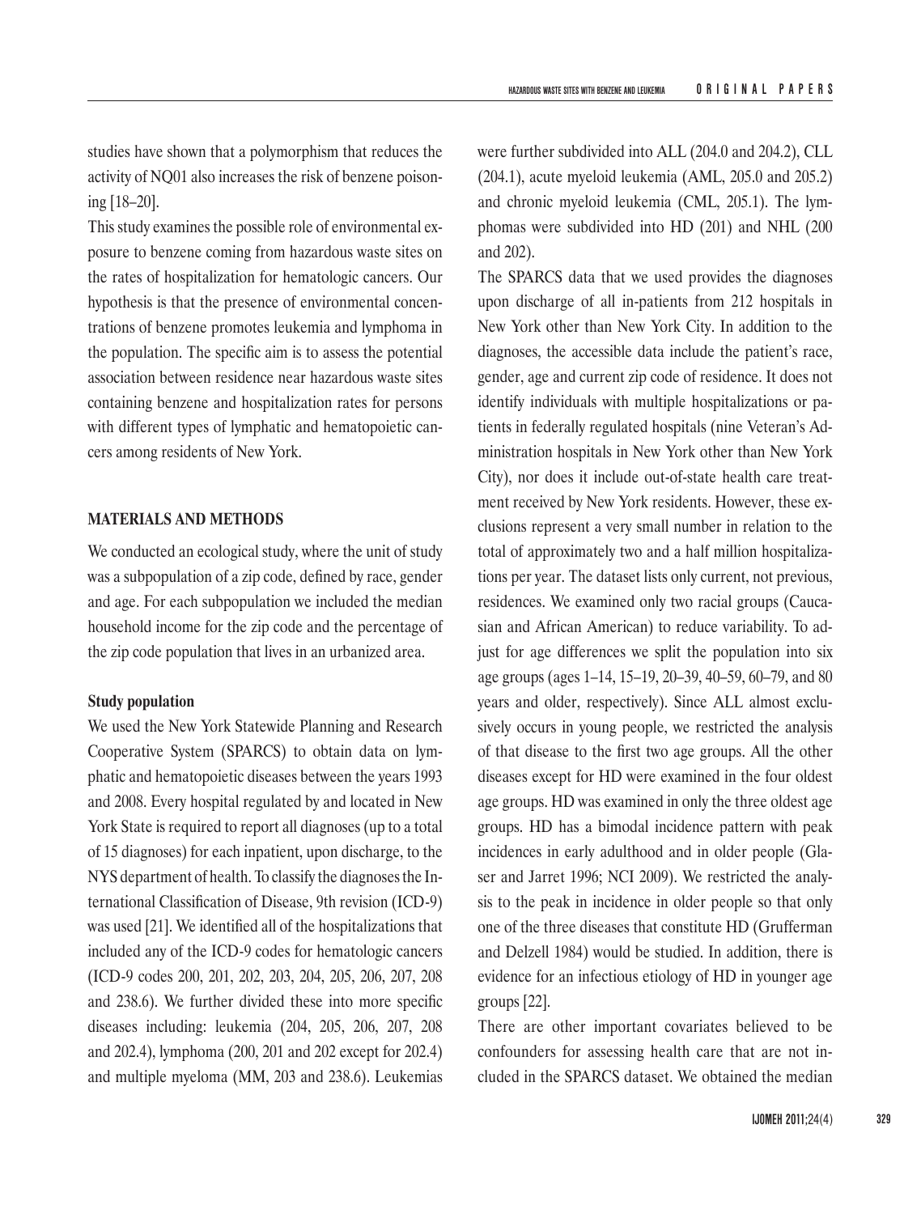studies have shown that a polymorphism that reduces the activity of NQ01 also increases the risk of benzene poisoning [18–20].

This study examines the possible role of environmental exposure to benzene coming from hazardous waste sites on the rates of hospitalization for hematologic cancers. Our hypothesis is that the presence of environmental concentrations of benzene promotes leukemia and lymphoma in the population. The specific aim is to assess the potential association between residence near hazardous waste sites containing benzene and hospitalization rates for persons with different types of lymphatic and hematopoietic cancers among residents of New York.

## MATERIALS AND METHODS

We conducted an ecological study, where the unit of study was a subpopulation of a zip code, defined by race, gender and age. For each subpopulation we included the median household income for the zip code and the percentage of the zip code population that lives in an urbanized area.

### Study population

We used the New York Statewide Planning and Research Cooperative System (SPARCS) to obtain data on lymphatic and hematopoietic diseases between the years 1993 and 2008. Every hospital regulated by and located in New York State is required to report all diagnoses (up to a total of 15 diagnoses) for each inpatient, upon discharge, to the NYS department of health. To classify the diagnoses the International Classification of Disease, 9th revision (ICD-9) was used [21]. We identified all of the hospitalizations that included any of the ICD-9 codes for hematologic cancers (ICD-9 codes 200, 201, 202, 203, 204, 205, 206, 207, 208 and 238.6). We further divided these into more specific diseases including: leukemia (204, 205, 206, 207, 208 and 202.4), lymphoma (200, 201 and 202 except for 202.4) and multiple myeloma (MM, 203 and 238.6). Leukemias were further subdivided into ALL (204.0 and 204.2), CLL (204.1), acute myeloid leukemia (AML, 205.0 and 205.2) and chronic myeloid leukemia (CML, 205.1). The lymphomas were subdivided into HD (201) and NHL (200 and 202).

The SPARCS data that we used provides the diagnoses upon discharge of all in-patients from 212 hospitals in New York other than New York City. In addition to the diagnoses, the accessible data include the patient's race, gender, age and current zip code of residence. It does not identify individuals with multiple hospitalizations or patients in federally regulated hospitals (nine Veteran's Administration hospitals in New York other than New York City), nor does it include out-of-state health care treatment received by New York residents. However, these exclusions represent a very small number in relation to the total of approximately two and a half million hospitalizations per year. The dataset lists only current, not previous, residences. We examined only two racial groups (Caucasian and African American) to reduce variability. To adjust for age differences we split the population into six age groups (ages 1–14, 15–19, 20–39, 40–59, 60–79, and 80 years and older, respectively). Since ALL almost exclusively occurs in young people, we restricted the analysis of that disease to the first two age groups. All the other diseases except for HD were examined in the four oldest age groups. HD was examined in only the three oldest age groups. HD has a bimodal incidence pattern with peak incidences in early adulthood and in older people (Glaser and Jarret 1996; NCI 2009). We restricted the analysis to the peak in incidence in older people so that only one of the three diseases that constitute HD (Grufferman and Delzell 1984) would be studied. In addition, there is evidence for an infectious etiology of HD in younger age groups [22].

There are other important covariates believed to be confounders for assessing health care that are not included in the SPARCS dataset. We obtained the median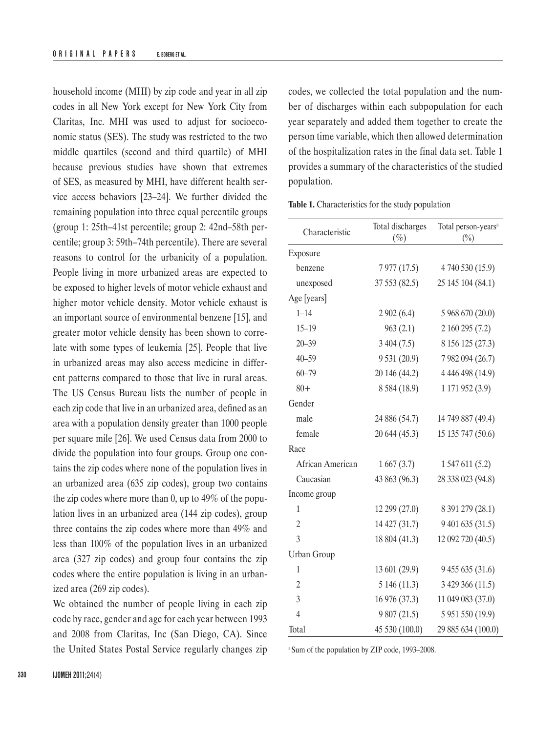household income (MHI) by zip code and year in all zip codes in all New York except for New York City from Claritas, Inc. MHI was used to adjust for socioeconomic status (SES). The study was restricted to the two middle quartiles (second and third quartile) of MHI because previous studies have shown that extremes of SES, as measured by MHI, have different health service access behaviors [23–24]. We further divided the remaining population into three equal percentile groups (group 1: 25th–41st percentile; group 2: 42nd–58th percentile; group 3: 59th–74th percentile). There are several reasons to control for the urbanicity of a population. People living in more urbanized areas are expected to be exposed to higher levels of motor vehicle exhaust and higher motor vehicle density. Motor vehicle exhaust is an important source of environmental benzene [15], and greater motor vehicle density has been shown to correlate with some types of leukemia [25]. People that live in urbanized areas may also access medicine in different patterns compared to those that live in rural areas. The US Census Bureau lists the number of people in each zip code that live in an urbanized area, defined as an area with a population density greater than 1000 people per square mile [26]. We used Census data from 2000 to divide the population into four groups. Group one contains the zip codes where none of the population lives in an urbanized area (635 zip codes), group two contains the zip codes where more than 0, up to 49% of the population lives in an urbanized area (144 zip codes), group three contains the zip codes where more than 49% and less than 100% of the population lives in an urbanized area (327 zip codes) and group four contains the zip codes where the entire population is living in an urbanized area (269 zip codes).

We obtained the number of people living in each zip code by race, gender and age for each year between 1993 and 2008 from Claritas, Inc (San Diego, CA). Since the United States Postal Service regularly changes zip codes, we collected the total population and the number of discharges within each subpopulation for each year separately and added them together to create the person time variable, which then allowed determination of the hospitalization rates in the final data set. Table 1 provides a summary of the characteristics of the studied population.

**Table 1.** Characteristics for the study population

| Characteristic | Total discharges (%) | Total person-years[a] (%) |
|---|---|---|
| Exposure | | |
| benzene | 7 977 (17.5) | 4 740 530 (15.9) |
| unexposed | 37 553 (82.5) | 25 145 104 (84.1) |
| Age [years] | | |
| 1–14 | 2 902 (6.4) | 5 968 670 (20.0) |
| 15–19 | 963 (2.1) | 2 160 295 (7.2) |
| 20–39 | 3 404 (7.5) | 8 156 125 (27.3) |
| 40–59 | 9 531 (20.9) | 7 982 094 (26.7) |
| 60–79 | 20 146 (44.2) | 4 446 498 (14.9) |
| 80+ | 8 584 (18.9) | 1 171 952 (3.9) |
| Gender | | |
| male | 24 886 (54.7) | 14 749 887 (49.4) |
| female | 20 644 (45.3) | 15 135 747 (50.6) |
| Race | | |
| African American | 1 667 (3.7) | 1 547 611 (5.2) |
| Caucasian | 43 863 (96.3) | 28 338 023 (94.8) |
| Income group | | |
| 1 | 12 299 (27.0) | 8 391 279 (28.1) |
| 2 | 14 427 (31.7) | 9 401 635 (31.5) |
| 3 | 18 804 (41.3) | 12 092 720 (40.5) |
| Urban Group | | |
| 1 | 13 601 (29.9) | 9 455 635 (31.6) |
| 2 | 5 146 (11.3) | 3 429 366 (11.5) |
| 3 | 16 976 (37.3) | 11 049 083 (37.0) |
| 4 | 9 807 (21.5) | 5 951 550 (19.9) |
| Total | 45 530 (100.0) | 29 885 634 (100.0) |

[a] Sum of the population by ZIP code, 1993–2008.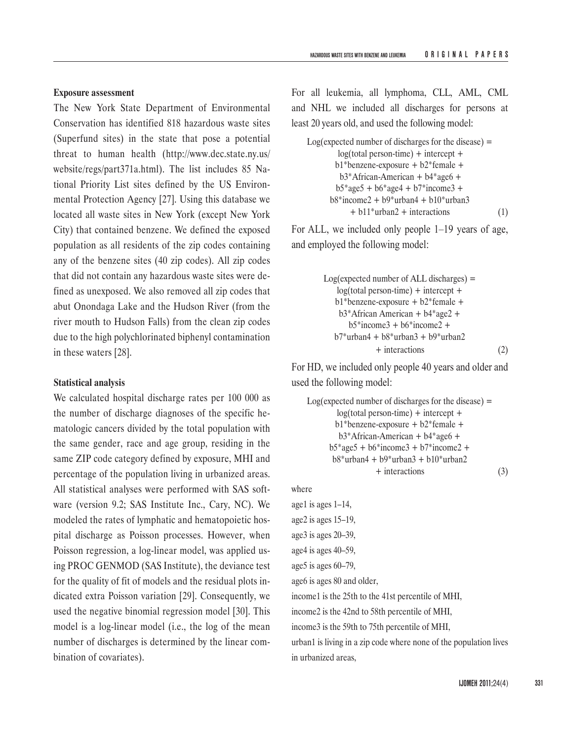### Exposure assessment

The New York State Department of Environmental Conservation has identified 818 hazardous waste sites (Superfund sites) in the state that pose a potential threat to human health (http://www.dec.state.ny.us/website/regs/part371a.html). The list includes 85 National Priority List sites defined by the US Environmental Protection Agency [27]. Using this database we located all waste sites in New York (except New York City) that contained benzene. We defined the exposed population as all residents of the zip codes containing any of the benzene sites (40 zip codes). All zip codes that did not contain any hazardous waste sites were defined as unexposed. We also removed all zip codes that abut Onondaga Lake and the Hudson River (from the river mouth to Hudson Falls) from the clean zip codes due to the high polychlorinated biphenyl contamination in these waters [28].

### Statistical analysis

We calculated hospital discharge rates per 100 000 as the number of discharge diagnoses of the specific hematologic cancers divided by the total population with the same gender, race and age group, residing in the same ZIP code category defined by exposure, MHI and percentage of the population living in urbanized areas. All statistical analyses were performed with SAS software (version 9.2; SAS Institute Inc., Cary, NC). We modeled the rates of lymphatic and hematopoietic hospital discharge as Poisson processes. However, when Poisson regression, a log-linear model, was applied using PROC GENMOD (SAS Institute), the deviance test for the quality of fit of models and the residual plots indicated extra Poisson variation [29]. Consequently, we used the negative binomial regression model [30]. This model is a log-linear model (i.e., the log of the mean number of discharges is determined by the linear combination of covariates).

For all leukemia, all lymphoma, CLL, AML, CML and NHL we included all discharges for persons at least 20 years old, and used the following model:

$$\begin{aligned}\text{Log(expected number of discharges for the disease)} = {} & \text{log(total person-time)} + \text{intercept} + \\ & b1^{*}\text{benzene-exposure} + b2^{*}\text{female} + \\ & b3^{*}\text{African-American} + b4^{*}\text{age6} + \\ & b5^{*}\text{age5} + b6^{*}\text{age4} + b7^{*}\text{income3} + \\ & b8^{*}\text{income2} + b9^{*}\text{urban4} + b10^{*}\text{urban3} \\ & + b11^{*}\text{urban2} + \text{interactions}\end{aligned} \quad (1)$$

For ALL, we included only people 1–19 years of age, and employed the following model:

$$\begin{aligned}\text{Log(expected number of ALL discharges)} = {} & \text{log(total person-time)} + \text{intercept} + \\ & b1^{*}\text{benzene-exposure} + b2^{*}\text{female} + \\ & b3^{*}\text{African American} + b4^{*}\text{age2} + \\ & b5^{*}\text{income3} + b6^{*}\text{income2} + \\ & b7^{*}\text{urban4} + b8^{*}\text{urban3} + b9^{*}\text{urban2} \\ & + \text{interactions}\end{aligned} \quad (2)$$

For HD, we included only people 40 years and older and used the following model:

$$\begin{aligned}\text{Log(expected number of discharges for the disease)} = {} & \text{log(total person-time)} + \text{intercept} + \\ & b1^{*}\text{benzene-exposure} + b2^{*}\text{female} + \\ & b3^{*}\text{African-American} + b4^{*}\text{age6} + \\ & b5^{*}\text{age5} + b6^{*}\text{income3} + b7^{*}\text{income2} + \\ & b8^{*}\text{urban4} + b9^{*}\text{urban3} + b10^{*}\text{urban2} \\ & + \text{interactions}\end{aligned} \quad (3)$$

where

age1 is ages 1–14,

age2 is ages 15–19,

age3 is ages 20–39,

age4 is ages 40–59,

age5 is ages 60–79,

age6 is ages 80 and older,

income1 is the 25th to the 41st percentile of MHI,

income2 is the 42nd to 58th percentile of MHI,

income3 is the 59th to 75th percentile of MHI,

urban1 is living in a zip code where none of the population lives in urbanized areas,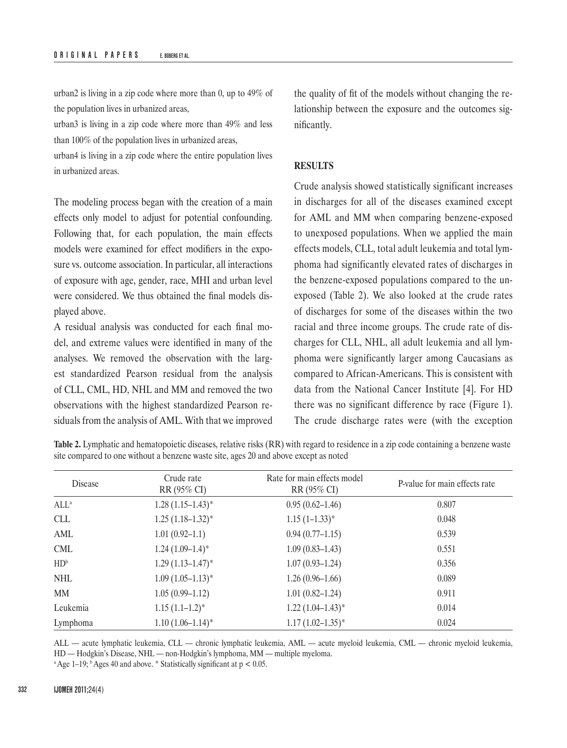urban2 is living in a zip code where more than 0, up to 49% of the population lives in urbanized areas,

urban3 is living in a zip code where more than 49% and less than 100% of the population lives in urbanized areas,

urban4 is living in a zip code where the entire population lives in urbanized areas.

The modeling process began with the creation of a main effects only model to adjust for potential confounding. Following that, for each population, the main effects models were examined for effect modifiers in the exposure vs. outcome association. In particular, all interactions of exposure with age, gender, race, MHI and urban level were considered. We thus obtained the final models displayed above.

A residual analysis was conducted for each final model, and extreme values were identified in many of the analyses. We removed the observation with the largest standardized Pearson residual from the analysis of CLL, CML, HD, NHL and MM and removed the two observations with the highest standardized Pearson residuals from the analysis of AML. With that we improved the quality of fit of the models without changing the relationship between the exposure and the outcomes significantly.

## RESULTS

Crude analysis showed statistically significant increases in discharges for all of the diseases examined except for AML and MM when comparing benzene-exposed to unexposed populations. When we applied the main effects models, CLL, total adult leukemia and total lymphoma had significantly elevated rates of discharges in the benzene-exposed populations compared to the unexposed (Table 2). We also looked at the crude rates of discharges for some of the diseases within the two racial and three income groups. The crude rate of discharges for CLL, NHL, all adult leukemia and all lymphoma were significantly larger among Caucasians as compared to African-Americans. This is consistent with data from the National Cancer Institute [4]. For HD there was no significant difference by race (Figure 1). The crude discharge rates were (with the exception

**Table 2.** Lymphatic and hematopoietic diseases, relative risks (RR) with regard to residence in a zip code containing a benzene waste site compared to one without a benzene waste site, ages 20 and above except as noted

| Disease | Crude rate RR (95% CI) | Rate for main effects model RR (95% CI) | P-value for main effects rate |
|---|---|---|---|
| ALL[a] | 1.28 (1.15–1.43)* | 0.95 (0.62–1.46) | 0.807 |
| CLL | 1.25 (1.18–1.32)* | 1.15 (1–1.33)* | 0.048 |
| AML | 1.01 (0.92–1.1) | 0.94 (0.77–1.15) | 0.539 |
| CML | 1.24 (1.09–1.4)* | 1.09 (0.83–1.43) | 0.551 |
| HD[b] | 1.29 (1.13–1.47)* | 1.07 (0.93–1.24) | 0.356 |
| NHL | 1.09 (1.05–1.13)* | 1.26 (0.96–1.66) | 0.089 |
| MM | 1.05 (0.99–1.12) | 1.01 (0.82–1.24) | 0.911 |
| Leukemia | 1.15 (1.1–1.2)* | 1.22 (1.04–1.43)* | 0.014 |
| Lymphoma | 1.10 (1.06–1.14)* | 1.17 (1.02–1.35)* | 0.024 |

ALL — acute lymphatic leukemia, CLL — chronic lymphatic leukemia, AML — acute myeloid leukemia, CML — chronic myeloid leukemia, HD — Hodgkin's Disease, NHL — non-Hodgkin's lymphoma, MM — multiple myeloma.

[a] Age 1–19; [b] Ages 40 and above. * Statistically significant at $p < 0.05$.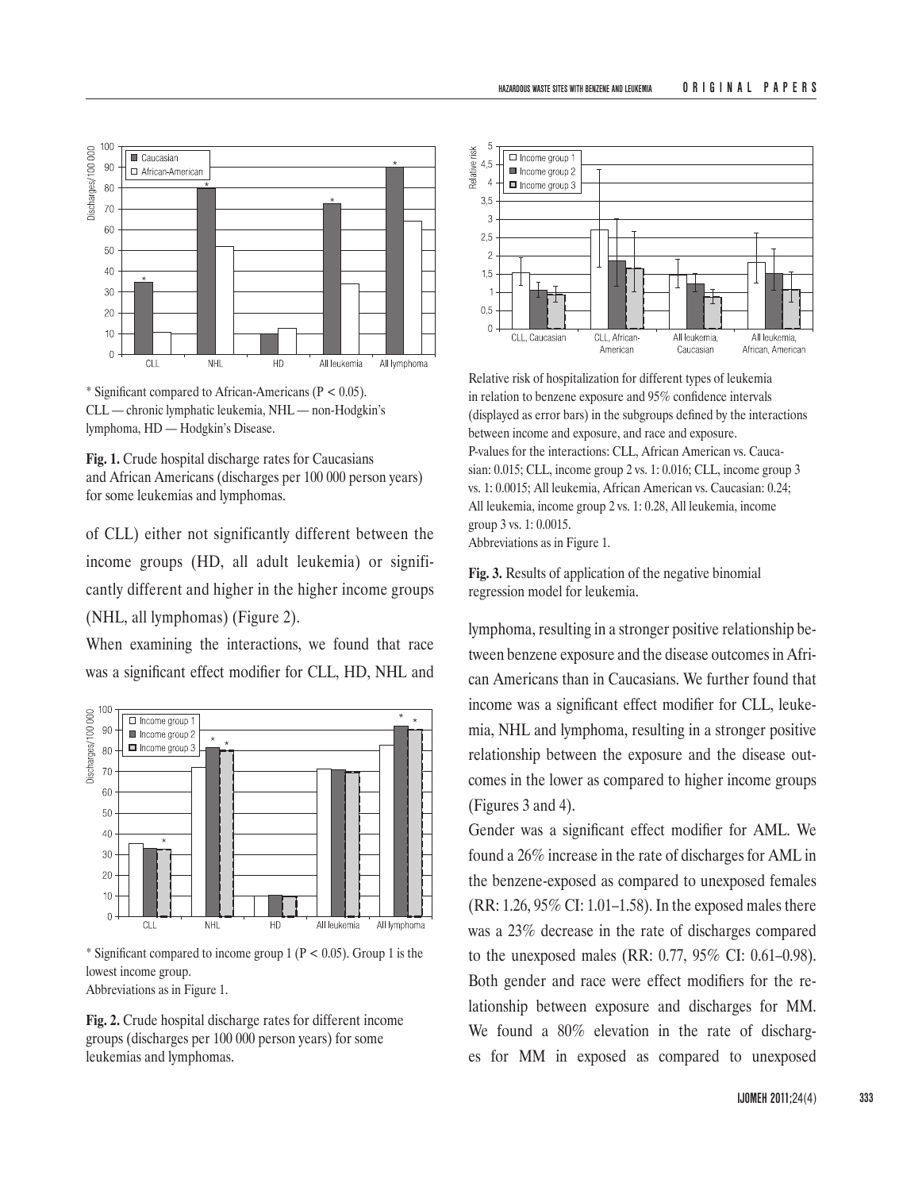\* Significant compared to African-Americans (P < 0.05).
CLL — chronic lymphatic leukemia, NHL — non-Hodgkin's lymphoma, HD — Hodgkin's Disease.

**Fig. 1.** Crude hospital discharge rates for Caucasians and African Americans (discharges per 100 000 person years) for some leukemias and lymphomas.

of CLL) either not significantly different between the income groups (HD, all adult leukemia) or significantly different and higher in the higher income groups (NHL, all lymphomas) (Figure 2).

When examining the interactions, we found that race was a significant effect modifier for CLL, HD, NHL and lymphoma, resulting in a stronger positive relationship between benzene exposure and the disease outcomes in African Americans than in Caucasians. We further found that income was a significant effect modifier for CLL, leukemia, NHL and lymphoma, resulting in a stronger positive relationship between the exposure and the disease outcomes in the lower as compared to higher income groups (Figures 3 and 4).

\* Significant compared to income group 1 (P < 0.05). Group 1 is the lowest income group.
Abbreviations as in Figure 1.

**Fig. 2.** Crude hospital discharge rates for different income groups (discharges per 100 000 person years) for some leukemias and lymphomas.

Relative risk of hospitalization for different types of leukemia in relation to benzene exposure and 95% confidence intervals (displayed as error bars) in the subgroups defined by the interactions between income and exposure, and race and exposure.
P-values for the interactions: CLL, African American vs. Caucasian: 0.015; CLL, income group 2 vs. 1: 0.016; CLL, income group 3 vs. 1: 0.0015; All leukemia, African American vs. Caucasian: 0.24; All leukemia, income group 2 vs. 1: 0.28, All leukemia, income group 3 vs. 1: 0.0015.
Abbreviations as in Figure 1.

**Fig. 3.** Results of application of the negative binomial regression model for leukemia.

Gender was a significant effect modifier for AML. We found a 26% increase in the rate of discharges for AML in the benzene-exposed as compared to unexposed females (RR: 1.26, 95% CI: 1.01–1.58). In the exposed males there was a 23% decrease in the rate of discharges compared to the unexposed males (RR: 0.77, 95% CI: 0.61–0.98). Both gender and race were effect modifiers for the relationship between exposure and discharges for MM. We found a 80% elevation in the rate of discharges for MM in exposed as compared to unexposed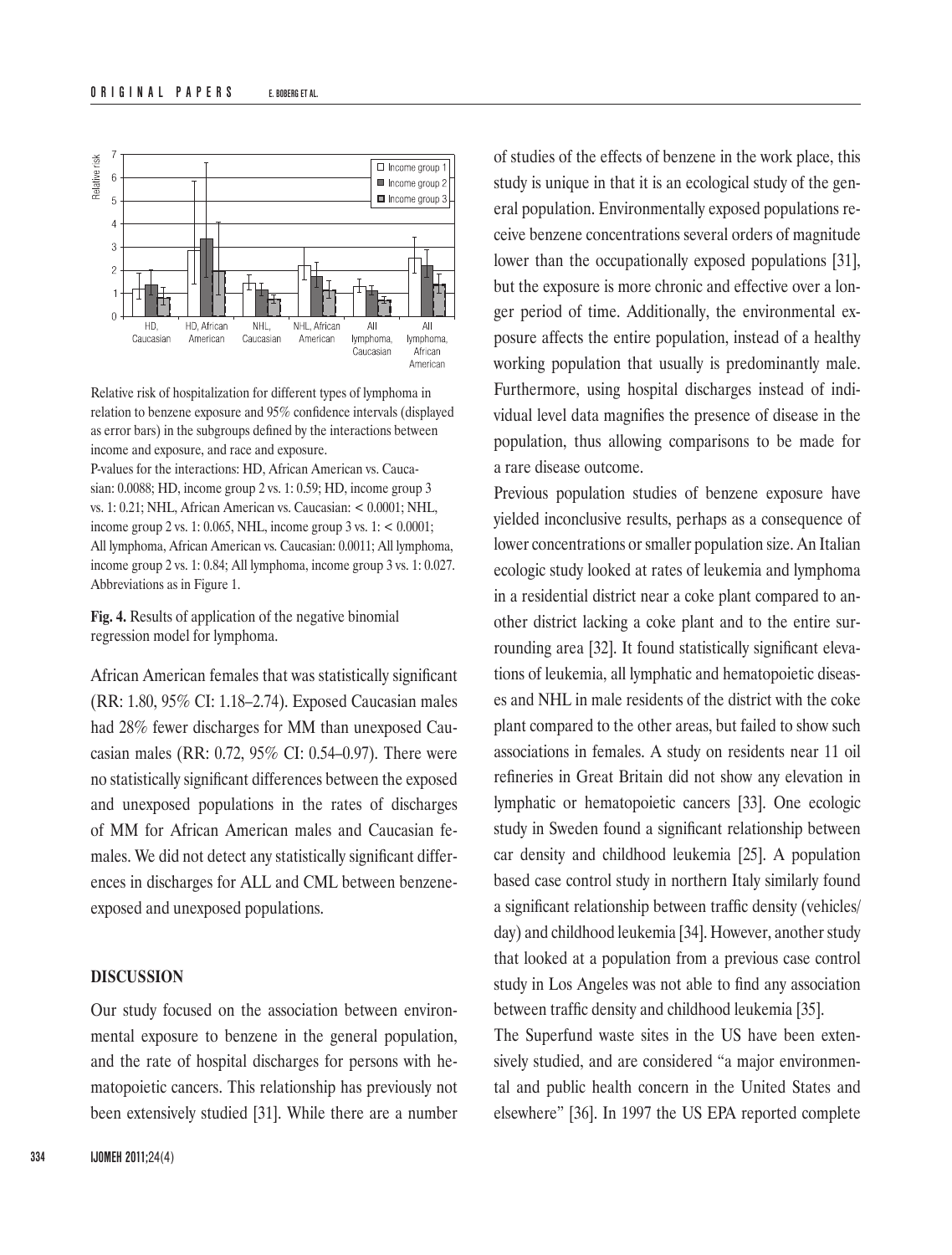Relative risk of hospitalization for different types of lymphoma in relation to benzene exposure and 95% confidence intervals (displayed as error bars) in the subgroups defined by the interactions between income and exposure, and race and exposure.

P-values for the interactions: HD, African American vs. Caucasian: 0.0088; HD, income group 2 vs. 1: 0.59; HD, income group 3 vs. 1: 0.21; NHL, African American vs. Caucasian: < 0.0001; NHL, income group 2 vs. 1: 0.065, NHL, income group 3 vs. 1: < 0.0001; All lymphoma, African American vs. Caucasian: 0.0011; All lymphoma, income group 2 vs. 1: 0.84; All lymphoma, income group 3 vs. 1: 0.027. Abbreviations as in Figure 1.

**Fig. 4.** Results of application of the negative binomial regression model for lymphoma.

African American females that was statistically significant (RR: 1.80, 95% CI: 1.18–2.74). Exposed Caucasian males had 28% fewer discharges for MM than unexposed Caucasian males (RR: 0.72, 95% CI: 0.54–0.97). There were no statistically significant differences between the exposed and unexposed populations in the rates of discharges of MM for African American males and Caucasian females. We did not detect any statistically significant differences in discharges for ALL and CML between benzene-exposed and unexposed populations.

## DISCUSSION

Our study focused on the association between environmental exposure to benzene in the general population, and the rate of hospital discharges for persons with hematopoietic cancers. This relationship has previously not been extensively studied [31]. While there are a number of studies of the effects of benzene in the work place, this study is unique in that it is an ecological study of the general population. Environmentally exposed populations receive benzene concentrations several orders of magnitude lower than the occupationally exposed populations [31], but the exposure is more chronic and effective over a longer period of time. Additionally, the environmental exposure affects the entire population, instead of a healthy working population that usually is predominantly male. Furthermore, using hospital discharges instead of individual level data magnifies the presence of disease in the population, thus allowing comparisons to be made for a rare disease outcome.

Previous population studies of benzene exposure have yielded inconclusive results, perhaps as a consequence of lower concentrations or smaller population size. An Italian ecologic study looked at rates of leukemia and lymphoma in a residential district near a coke plant compared to another district lacking a coke plant and to the entire surrounding area [32]. It found statistically significant elevations of leukemia, all lymphatic and hematopoietic diseases and NHL in male residents of the district with the coke plant compared to the other areas, but failed to show such associations in females. A study on residents near 11 oil refineries in Great Britain did not show any elevation in lymphatic or hematopoietic cancers [33]. One ecologic study in Sweden found a significant relationship between car density and childhood leukemia [25]. A population based case control study in northern Italy similarly found a significant relationship between traffic density (vehicles/day) and childhood leukemia [34]. However, another study that looked at a population from a previous case control study in Los Angeles was not able to find any association between traffic density and childhood leukemia [35].

The Superfund waste sites in the US have been extensively studied, and are considered "a major environmental and public health concern in the United States and elsewhere" [36]. In 1997 the US EPA reported complete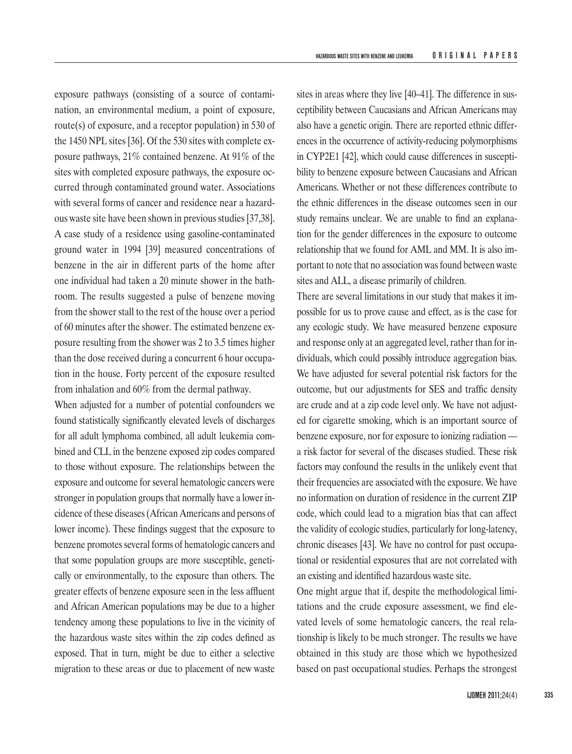exposure pathways (consisting of a source of contamination, an environmental medium, a point of exposure, route(s) of exposure, and a receptor population) in 530 of the 1450 NPL sites [36]. Of the 530 sites with complete exposure pathways, 21% contained benzene. At 91% of the sites with completed exposure pathways, the exposure occurred through contaminated ground water. Associations with several forms of cancer and residence near a hazardous waste site have been shown in previous studies [37,38]. A case study of a residence using gasoline-contaminated ground water in 1994 [39] measured concentrations of benzene in the air in different parts of the home after one individual had taken a 20 minute shower in the bathroom. The results suggested a pulse of benzene moving from the shower stall to the rest of the house over a period of 60 minutes after the shower. The estimated benzene exposure resulting from the shower was 2 to 3.5 times higher than the dose received during a concurrent 6 hour occupation in the house. Forty percent of the exposure resulted from inhalation and 60% from the dermal pathway.

When adjusted for a number of potential confounders we found statistically significantly elevated levels of discharges for all adult lymphoma combined, all adult leukemia combined and CLL in the benzene exposed zip codes compared to those without exposure. The relationships between the exposure and outcome for several hematologic cancers were stronger in population groups that normally have a lower incidence of these diseases (African Americans and persons of lower income). These findings suggest that the exposure to benzene promotes several forms of hematologic cancers and that some population groups are more susceptible, genetically or environmentally, to the exposure than others. The greater effects of benzene exposure seen in the less affluent and African American populations may be due to a higher tendency among these populations to live in the vicinity of the hazardous waste sites within the zip codes defined as exposed. That in turn, might be due to either a selective migration to these areas or due to placement of new waste sites in areas where they live [40–41]. The difference in susceptibility between Caucasians and African Americans may also have a genetic origin. There are reported ethnic differences in the occurrence of activity-reducing polymorphisms in CYP2E1 [42], which could cause differences in susceptibility to benzene exposure between Caucasians and African Americans. Whether or not these differences contribute to the ethnic differences in the disease outcomes seen in our study remains unclear. We are unable to find an explanation for the gender differences in the exposure to outcome relationship that we found for AML and MM. It is also important to note that no association was found between waste sites and ALL, a disease primarily of children.

There are several limitations in our study that makes it impossible for us to prove cause and effect, as is the case for any ecologic study. We have measured benzene exposure and response only at an aggregated level, rather than for individuals, which could possibly introduce aggregation bias. We have adjusted for several potential risk factors for the outcome, but our adjustments for SES and traffic density are crude and at a zip code level only. We have not adjusted for cigarette smoking, which is an important source of benzene exposure, nor for exposure to ionizing radiation — a risk factor for several of the diseases studied. These risk factors may confound the results in the unlikely event that their frequencies are associated with the exposure. We have no information on duration of residence in the current ZIP code, which could lead to a migration bias that can affect the validity of ecologic studies, particularly for long-latency, chronic diseases [43]. We have no control for past occupational or residential exposures that are not correlated with an existing and identified hazardous waste site.

One might argue that if, despite the methodological limitations and the crude exposure assessment, we find elevated levels of some hematologic cancers, the real relationship is likely to be much stronger. The results we have obtained in this study are those which we hypothesized based on past occupational studies. Perhaps the strongest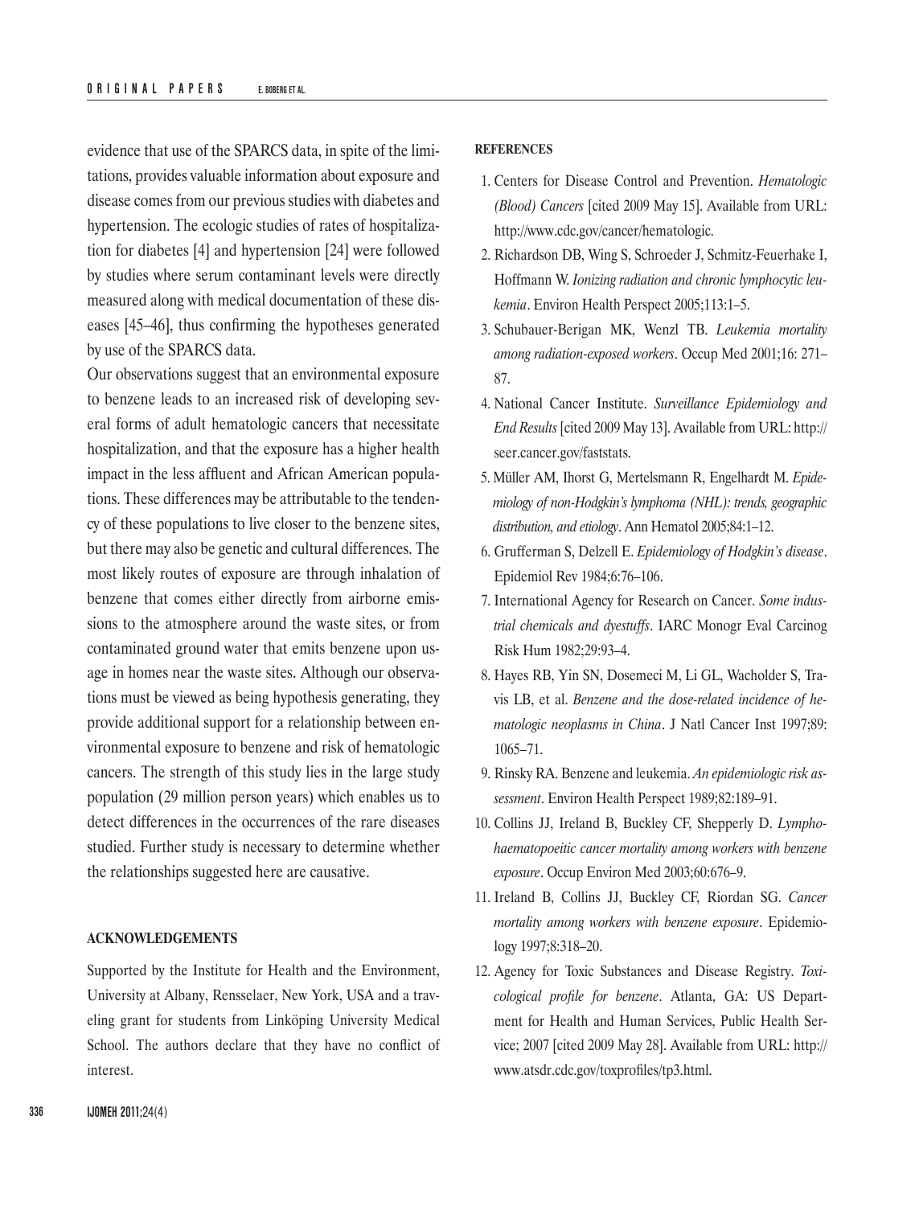evidence that use of the SPARCS data, in spite of the limitations, provides valuable information about exposure and disease comes from our previous studies with diabetes and hypertension. The ecologic studies of rates of hospitalization for diabetes [4] and hypertension [24] were followed by studies where serum contaminant levels were directly measured along with medical documentation of these diseases [45–46], thus confirming the hypotheses generated by use of the SPARCS data.

Our observations suggest that an environmental exposure to benzene leads to an increased risk of developing several forms of adult hematologic cancers that necessitate hospitalization, and that the exposure has a higher health impact in the less affluent and African American populations. These differences may be attributable to the tendency of these populations to live closer to the benzene sites, but there may also be genetic and cultural differences. The most likely routes of exposure are through inhalation of benzene that comes either directly from airborne emissions to the atmosphere around the waste sites, or from contaminated ground water that emits benzene upon usage in homes near the waste sites. Although our observations must be viewed as being hypothesis generating, they provide additional support for a relationship between environmental exposure to benzene and risk of hematologic cancers. The strength of this study lies in the large study population (29 million person years) which enables us to detect differences in the occurrences of the rare diseases studied. Further study is necessary to determine whether the relationships suggested here are causative.

## ACKNOWLEDGEMENTS

Supported by the Institute for Health and the Environment, University at Albany, Rensselaer, New York, USA and a traveling grant for students from Linköping University Medical School. The authors declare that they have no conflict of interest.

## REFERENCES

1. Centers for Disease Control and Prevention. *Hematologic (Blood) Cancers* [cited 2009 May 15]. Available from URL: http://www.cdc.gov/cancer/hematologic.
2. Richardson DB, Wing S, Schroeder J, Schmitz-Feuerhake I, Hoffmann W. *Ionizing radiation and chronic lymphocytic leukemia*. Environ Health Perspect 2005;113:1–5.
3. Schubauer-Berigan MK, Wenzl TB. *Leukemia mortality among radiation-exposed workers*. Occup Med 2001;16: 271–87.
4. National Cancer Institute. *Surveillance Epidemiology and End Results* [cited 2009 May 13]. Available from URL: http://seer.cancer.gov/faststats.
5. Müller AM, Ihorst G, Mertelsmann R, Engelhardt M. *Epidemiology of non-Hodgkin's lymphoma (NHL): trends, geographic distribution, and etiology*. Ann Hematol 2005;84:1–12.
6. Grufferman S, Delzell E. *Epidemiology of Hodgkin's disease*. Epidemiol Rev 1984;6:76–106.
7. International Agency for Research on Cancer. *Some industrial chemicals and dyestuffs*. IARC Monogr Eval Carcinog Risk Hum 1982;29:93–4.
8. Hayes RB, Yin SN, Dosemeci M, Li GL, Wacholder S, Travis LB, et al. *Benzene and the dose-related incidence of hematologic neoplasms in China*. J Natl Cancer Inst 1997;89: 1065–71.
9. Rinsky RA. Benzene and leukemia. *An epidemiologic risk assessment*. Environ Health Perspect 1989;82:189–91.
10. Collins JJ, Ireland B, Buckley CF, Shepperly D. *Lymphohaematopoeitic cancer mortality among workers with benzene exposure*. Occup Environ Med 2003;60:676–9.
11. Ireland B, Collins JJ, Buckley CF, Riordan SG. *Cancer mortality among workers with benzene exposure*. Epidemiology 1997;8:318–20.
12. Agency for Toxic Substances and Disease Registry. *Toxicological profile for benzene*. Atlanta, GA: US Department for Health and Human Services, Public Health Service; 2007 [cited 2009 May 28]. Available from URL: http://www.atsdr.cdc.gov/toxprofiles/tp3.html.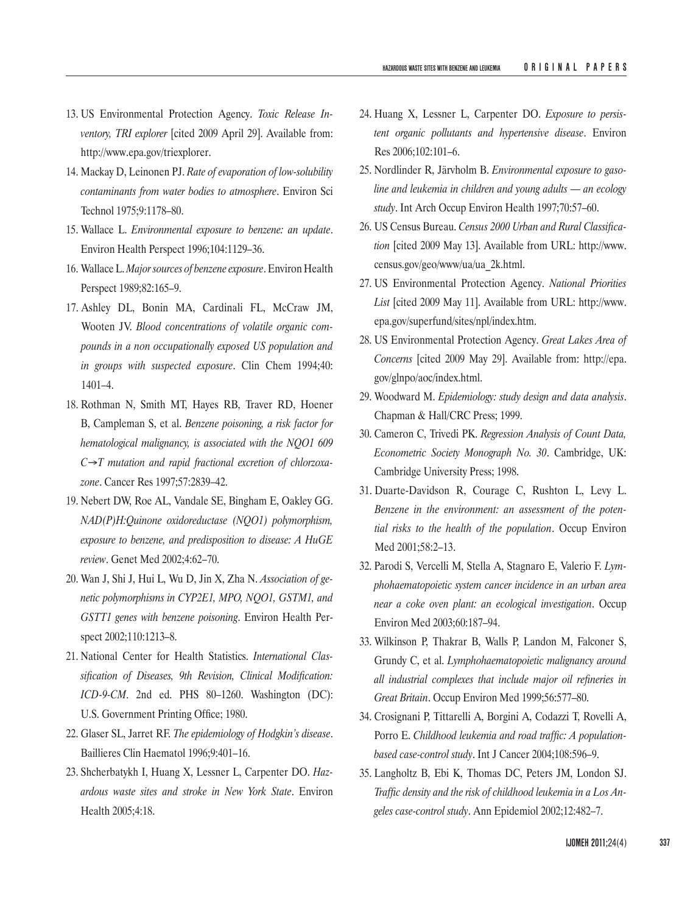13. US Environmental Protection Agency. *Toxic Release Inventory, TRI explorer* [cited 2009 April 29]. Available from: http://www.epa.gov/triexplorer.
14. Mackay D, Leinonen PJ. *Rate of evaporation of low-solubility contaminants from water bodies to atmosphere*. Environ Sci Technol 1975;9:1178–80.
15. Wallace L. *Environmental exposure to benzene: an update*. Environ Health Perspect 1996;104:1129–36.
16. Wallace L. *Major sources of benzene exposure*. Environ Health Perspect 1989;82:165–9.
17. Ashley DL, Bonin MA, Cardinali FL, McCraw JM, Wooten JV. *Blood concentrations of volatile organic compounds in a non occupationally exposed US population and in groups with suspected exposure*. Clin Chem 1994;40: 1401–4.
18. Rothman N, Smith MT, Hayes RB, Traver RD, Hoener B, Campleman S, et al. *Benzene poisoning, a risk factor for hematological malignancy, is associated with the NQO1 609 C→T mutation and rapid fractional excretion of chlorzoxazone*. Cancer Res 1997;57:2839–42.
19. Nebert DW, Roe AL, Vandale SE, Bingham E, Oakley GG. *NAD(P)H:Quinone oxidoreductase (NQO1) polymorphism, exposure to benzene, and predisposition to disease: A HuGE review*. Genet Med 2002;4:62–70.
20. Wan J, Shi J, Hui L, Wu D, Jin X, Zha N. *Association of genetic polymorphisms in CYP2E1, MPO, NQO1, GSTM1, and GSTT1 genes with benzene poisoning*. Environ Health Perspect 2002;110:1213–8.
21. National Center for Health Statistics. *International Classification of Diseases, 9th Revision, Clinical Modification: ICD-9-CM*. 2nd ed. PHS 80–1260. Washington (DC): U.S. Government Printing Office; 1980.
22. Glaser SL, Jarret RF. *The epidemiology of Hodgkin's disease*. Baillieres Clin Haematol 1996;9:401–16.
23. Shcherbatykh I, Huang X, Lessner L, Carpenter DO. *Hazardous waste sites and stroke in New York State*. Environ Health 2005;4:18.
24. Huang X, Lessner L, Carpenter DO. *Exposure to persistent organic pollutants and hypertensive disease*. Environ Res 2006;102:101–6.
25. Nordlinder R, Järvholm B. *Environmental exposure to gasoline and leukemia in children and young adults — an ecology study*. Int Arch Occup Environ Health 1997;70:57–60.
26. US Census Bureau. *Census 2000 Urban and Rural Classification* [cited 2009 May 13]. Available from URL: http://www.census.gov/geo/www/ua/ua_2k.html.
27. US Environmental Protection Agency. *National Priorities List* [cited 2009 May 11]. Available from URL: http://www.epa.gov/superfund/sites/npl/index.htm.
28. US Environmental Protection Agency. *Great Lakes Area of Concerns* [cited 2009 May 29]. Available from: http://epa.gov/glnpo/aoc/index.html.
29. Woodward M. *Epidemiology: study design and data analysis*. Chapman & Hall/CRC Press; 1999.
30. Cameron C, Trivedi PK. *Regression Analysis of Count Data, Econometric Society Monograph No. 30*. Cambridge, UK: Cambridge University Press; 1998.
31. Duarte-Davidson R, Courage C, Rushton L, Levy L. *Benzene in the environment: an assessment of the potential risks to the health of the population*. Occup Environ Med 2001;58:2–13.
32. Parodi S, Vercelli M, Stella A, Stagnaro E, Valerio F. *Lymphohaematopoietic system cancer incidence in an urban area near a coke oven plant: an ecological investigation*. Occup Environ Med 2003;60:187–94.
33. Wilkinson P, Thakrar B, Walls P, Landon M, Falconer S, Grundy C, et al. *Lymphohaematopoietic malignancy around all industrial complexes that include major oil refineries in Great Britain*. Occup Environ Med 1999;56:577–80.
34. Crosignani P, Tittarelli A, Borgini A, Codazzi T, Rovelli A, Porro E. *Childhood leukemia and road traffic: A population-based case-control study*. Int J Cancer 2004;108:596–9.
35. Langholtz B, Ebi K, Thomas DC, Peters JM, London SJ. *Traffic density and the risk of childhood leukemia in a Los Angeles case-control study*. Ann Epidemiol 2002;12:482–7.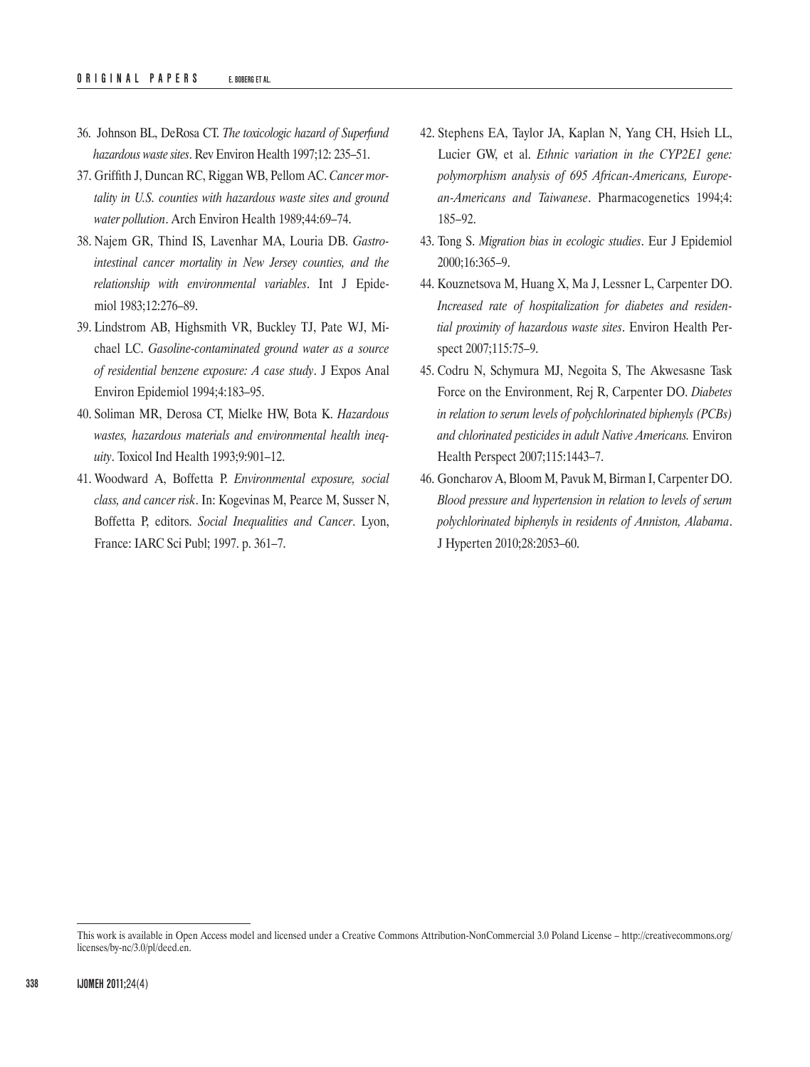36. Johnson BL, DeRosa CT. *The toxicologic hazard of Superfund hazardous waste sites*. Rev Environ Health 1997;12: 235–51.
37. Griffith J, Duncan RC, Riggan WB, Pellom AC. *Cancer mortality in U.S. counties with hazardous waste sites and ground water pollution*. Arch Environ Health 1989;44:69–74.
38. Najem GR, Thind IS, Lavenhar MA, Louria DB. *Gastrointestinal cancer mortality in New Jersey counties, and the relationship with environmental variables*. Int J Epidemiol 1983;12:276–89.
39. Lindstrom AB, Highsmith VR, Buckley TJ, Pate WJ, Michael LC. *Gasoline-contaminated ground water as a source of residential benzene exposure: A case study*. J Expos Anal Environ Epidemiol 1994;4:183–95.
40. Soliman MR, Derosa CT, Mielke HW, Bota K. *Hazardous wastes, hazardous materials and environmental health inequity*. Toxicol Ind Health 1993;9:901–12.
41. Woodward A, Boffetta P. *Environmental exposure, social class, and cancer risk*. In: Kogevinas M, Pearce M, Susser N, Boffetta P, editors. *Social Inequalities and Cancer*. Lyon, France: IARC Sci Publ; 1997. p. 361–7.
42. Stephens EA, Taylor JA, Kaplan N, Yang CH, Hsieh LL, Lucier GW, et al. *Ethnic variation in the CYP2E1 gene: polymorphism analysis of 695 African-Americans, European-Americans and Taiwanese*. Pharmacogenetics 1994;4: 185–92.
43. Tong S. *Migration bias in ecologic studies*. Eur J Epidemiol 2000;16:365–9.
44. Kouznetsova M, Huang X, Ma J, Lessner L, Carpenter DO. *Increased rate of hospitalization for diabetes and residential proximity of hazardous waste sites*. Environ Health Perspect 2007;115:75–9.
45. Codru N, Schymura MJ, Negoita S, The Akwesasne Task Force on the Environment, Rej R, Carpenter DO. *Diabetes in relation to serum levels of polychlorinated biphenyls (PCBs) and chlorinated pesticides in adult Native Americans.* Environ Health Perspect 2007;115:1443–7.
46. Goncharov A, Bloom M, Pavuk M, Birman I, Carpenter DO. *Blood pressure and hypertension in relation to levels of serum polychlorinated biphenyls in residents of Anniston, Alabama*. J Hyperten 2010;28:2053–60.

This work is available in Open Access model and licensed under a Creative Commons Attribution-NonCommercial 3.0 Poland License – http://creativecommons.org/licenses/by-nc/3.0/pl/deed.en.